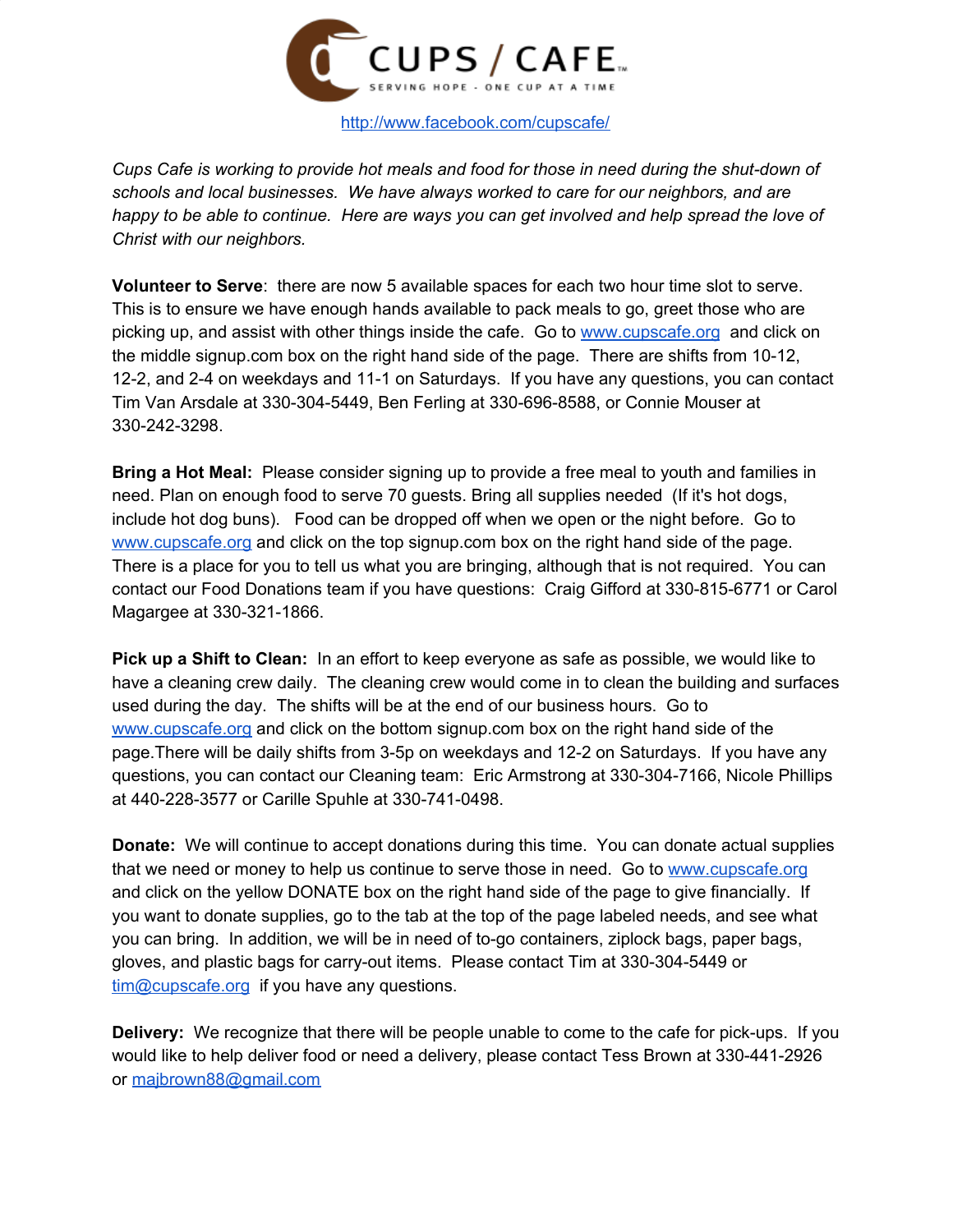# CUPS / CAFE™

SERVING HOPE - ONE CUP AT A TIME

http://www.facebook.com/cupscafe/

*Cups Cafe is working to provide hot meals and food for those in need during the shut-down of schools and local businesses. We have always worked to care for our neighbors, and are happy to be able to continue. Here are ways you can get involved and help spread the love of Christ with our neighbors.*

**Volunteer to Serve**: there are now 5 available spaces for each two hour time slot to serve. This is to ensure we have enough hands available to pack meals to go, greet those who are picking up, and assist with other things inside the cafe. Go to www.cupscafe.org and click on the middle signup.com box on the right hand side of the page. There are shifts from 10-12, 12-2, and 2-4 on weekdays and 11-1 on Saturdays. If you have any questions, you can contact Tim Van Arsdale at 330-304-5449, Ben Ferling at 330-696-8588, or Connie Mouser at 330-242-3298.

**Bring a Hot Meal:** Please consider signing up to provide a free meal to youth and families in need. Plan on enough food to serve 70 guests. Bring all supplies needed (If it's hot dogs, include hot dog buns). Food can be dropped off when we open or the night before. Go to www.cupscafe.org and click on the top signup.com box on the right hand side of the page. There is a place for you to tell us what you are bringing, although that is not required. You can contact our Food Donations team if you have questions: Craig Gifford at 330-815-6771 or Carol Magargee at 330-321-1866.

**Pick up a Shift to Clean:** In an effort to keep everyone as safe as possible, we would like to have a cleaning crew daily. The cleaning crew would come in to clean the building and surfaces used during the day. The shifts will be at the end of our business hours. Go to www.cupscafe.org and click on the bottom signup.com box on the right hand side of the page.There will be daily shifts from 3-5p on weekdays and 12-2 on Saturdays. If you have any questions, you can contact our Cleaning team: Eric Armstrong at 330-304-7166, Nicole Phillips at 440-228-3577 or Carille Spuhle at 330-741-0498.

**Donate:** We will continue to accept donations during this time. You can donate actual supplies that we need or money to help us continue to serve those in need. Go to www.cupscafe.org and click on the yellow DONATE box on the right hand side of the page to give financially. If you want to donate supplies, go to the tab at the top of the page labeled needs, and see what you can bring. In addition, we will be in need of to-go containers, ziplock bags, paper bags, gloves, and plastic bags for carry-out items. Please contact Tim at 330-304-5449 or tim@cupscafe.org if you have any questions.

**Delivery:** We recognize that there will be people unable to come to the cafe for pick-ups. If you would like to help deliver food or need a delivery, please contact Tess Brown at 330-441-2926 or majbrown88@gmail.com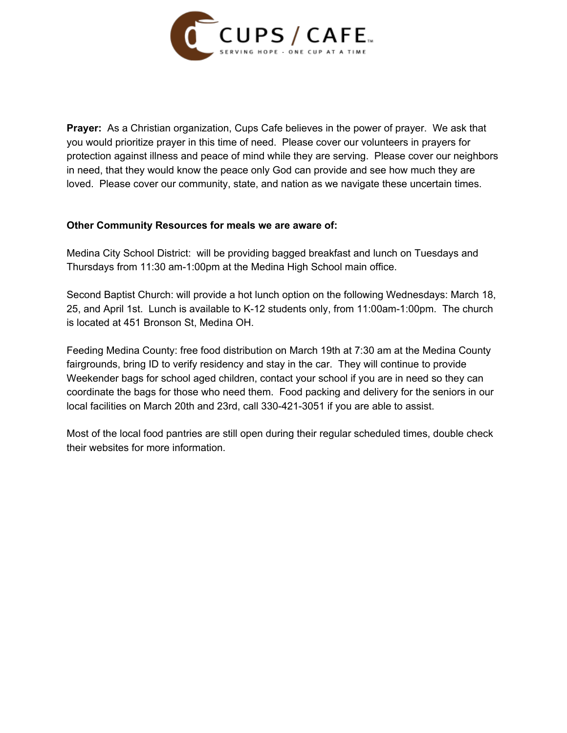**Prayer:** As a Christian organization, Cups Cafe believes in the power of prayer. We ask that you would prioritize prayer in this time of need. Please cover our volunteers in prayers for protection against illness and peace of mind while they are serving. Please cover our neighbors in need, that they would know the peace only God can provide and see how much they are loved. Please cover our community, state, and nation as we navigate these uncertain times.

**Other Community Resources for meals we are aware of:**

Medina City School District: will be providing bagged breakfast and lunch on Tuesdays and Thursdays from 11:30 am-1:00pm at the Medina High School main office.

Second Baptist Church: will provide a hot lunch option on the following Wednesdays: March 18, 25, and April 1st. Lunch is available to K-12 students only, from 11:00am-1:00pm. The church is located at 451 Bronson St, Medina OH.

Feeding Medina County: free food distribution on March 19th at 7:30 am at the Medina County fairgrounds, bring ID to verify residency and stay in the car. They will continue to provide Weekender bags for school aged children, contact your school if you are in need so they can coordinate the bags for those who need them. Food packing and delivery for the seniors in our local facilities on March 20th and 23rd, call 330-421-3051 if you are able to assist.

Most of the local food pantries are still open during their regular scheduled times, double check their websites for more information.